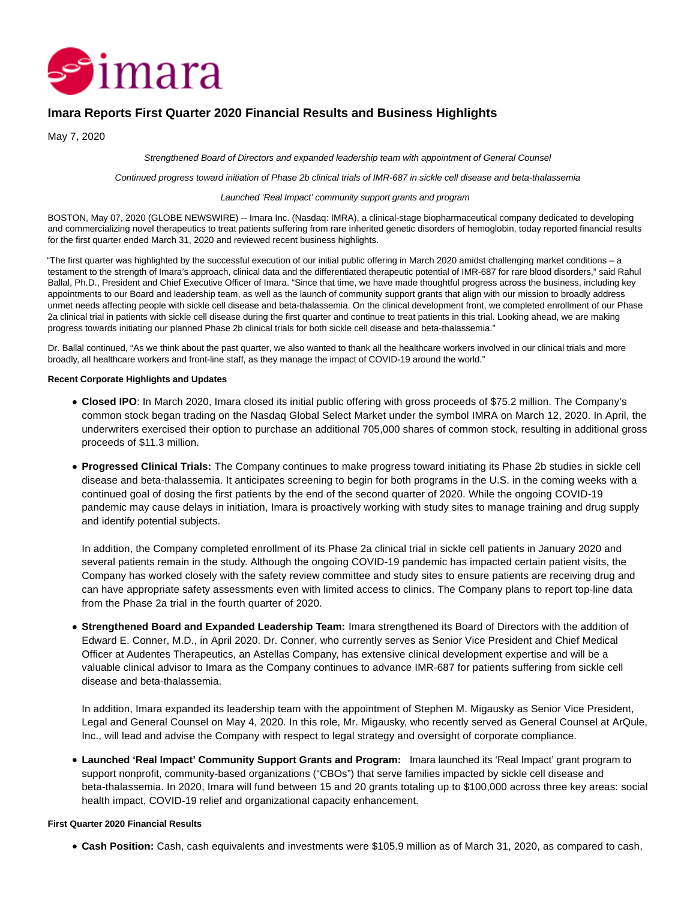# Imara Reports First Quarter 2020 Financial Results and Business Highlights

May 7, 2020

*Strengthened Board of Directors and expanded leadership team with appointment of General Counsel*

*Continued progress toward initiation of Phase 2b clinical trials of IMR-687 in sickle cell disease and beta-thalassemia*

*Launched 'Real Impact' community support grants and program*

BOSTON, May 07, 2020 (GLOBE NEWSWIRE) -- Imara Inc. (Nasdaq: IMRA), a clinical-stage biopharmaceutical company dedicated to developing and commercializing novel therapeutics to treat patients suffering from rare inherited genetic disorders of hemoglobin, today reported financial results for the first quarter ended March 31, 2020 and reviewed recent business highlights.

"The first quarter was highlighted by the successful execution of our initial public offering in March 2020 amidst challenging market conditions – a testament to the strength of Imara's approach, clinical data and the differentiated therapeutic potential of IMR-687 for rare blood disorders," said Rahul Ballal, Ph.D., President and Chief Executive Officer of Imara. "Since that time, we have made thoughtful progress across the business, including key appointments to our Board and leadership team, as well as the launch of community support grants that align with our mission to broadly address unmet needs affecting people with sickle cell disease and beta-thalassemia. On the clinical development front, we completed enrollment of our Phase 2a clinical trial in patients with sickle cell disease during the first quarter and continue to treat patients in this trial. Looking ahead, we are making progress towards initiating our planned Phase 2b clinical trials for both sickle cell disease and beta-thalassemia."

Dr. Ballal continued, "As we think about the past quarter, we also wanted to thank all the healthcare workers involved in our clinical trials and more broadly, all healthcare workers and front-line staff, as they manage the impact of COVID-19 around the world."

**Recent Corporate Highlights and Updates**

- **Closed IPO**: In March 2020, Imara closed its initial public offering with gross proceeds of $75.2 million. The Company's common stock began trading on the Nasdaq Global Select Market under the symbol IMRA on March 12, 2020. In April, the underwriters exercised their option to purchase an additional 705,000 shares of common stock, resulting in additional gross proceeds of $11.3 million.
- **Progressed Clinical Trials:** The Company continues to make progress toward initiating its Phase 2b studies in sickle cell disease and beta-thalassemia. It anticipates screening to begin for both programs in the U.S. in the coming weeks with a continued goal of dosing the first patients by the end of the second quarter of 2020. While the ongoing COVID-19 pandemic may cause delays in initiation, Imara is proactively working with study sites to manage training and drug supply and identify potential subjects.

  In addition, the Company completed enrollment of its Phase 2a clinical trial in sickle cell patients in January 2020 and several patients remain in the study. Although the ongoing COVID-19 pandemic has impacted certain patient visits, the Company has worked closely with the safety review committee and study sites to ensure patients are receiving drug and can have appropriate safety assessments even with limited access to clinics. The Company plans to report top-line data from the Phase 2a trial in the fourth quarter of 2020.
- **Strengthened Board and Expanded Leadership Team:** Imara strengthened its Board of Directors with the addition of Edward E. Conner, M.D., in April 2020. Dr. Conner, who currently serves as Senior Vice President and Chief Medical Officer at Audentes Therapeutics, an Astellas Company, has extensive clinical development expertise and will be a valuable clinical advisor to Imara as the Company continues to advance IMR-687 for patients suffering from sickle cell disease and beta-thalassemia.

  In addition, Imara expanded its leadership team with the appointment of Stephen M. Migausky as Senior Vice President, Legal and General Counsel on May 4, 2020. In this role, Mr. Migausky, who recently served as General Counsel at ArQule, Inc., will lead and advise the Company with respect to legal strategy and oversight of corporate compliance.
- **Launched 'Real Impact' Community Support Grants and Program:** Imara launched its 'Real Impact' grant program to support nonprofit, community-based organizations ("CBOs") that serve families impacted by sickle cell disease and beta-thalassemia. In 2020, Imara will fund between 15 and 20 grants totaling up to $100,000 across three key areas: social health impact, COVID-19 relief and organizational capacity enhancement.

**First Quarter 2020 Financial Results**

- **Cash Position:** Cash, cash equivalents and investments were $105.9 million as of March 31, 2020, as compared to cash,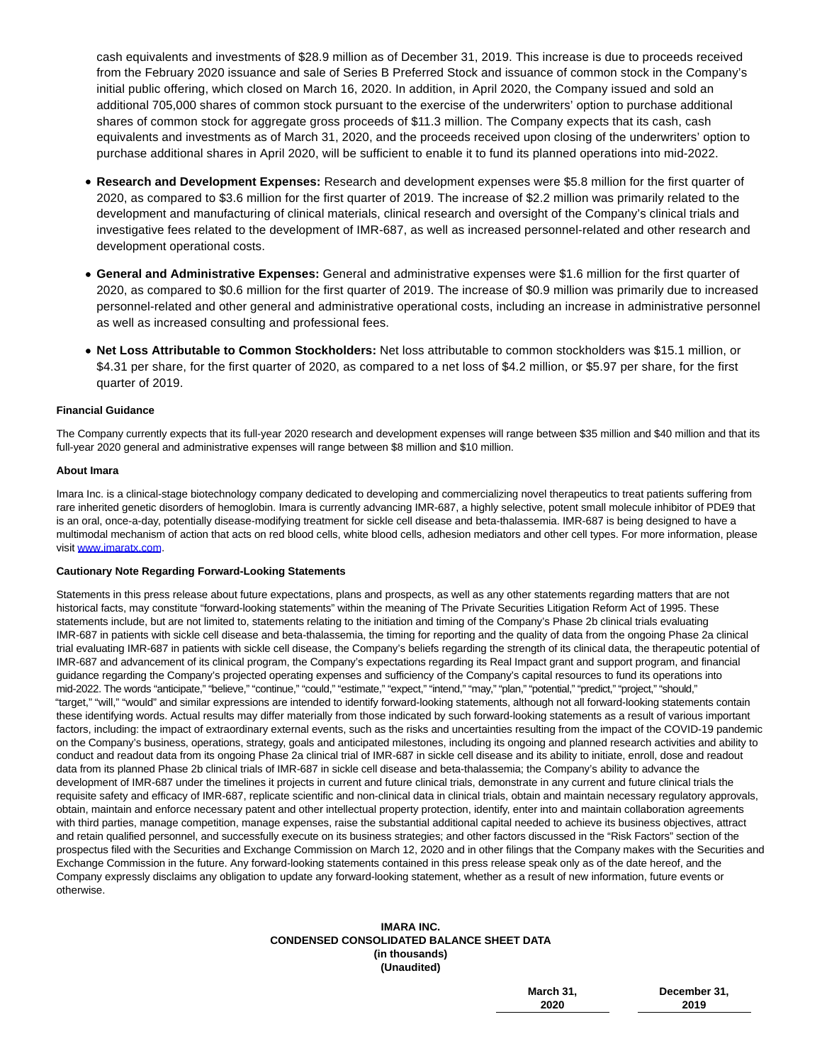cash equivalents and investments of $28.9 million as of December 31, 2019. This increase is due to proceeds received from the February 2020 issuance and sale of Series B Preferred Stock and issuance of common stock in the Company's initial public offering, which closed on March 16, 2020. In addition, in April 2020, the Company issued and sold an additional 705,000 shares of common stock pursuant to the exercise of the underwriters' option to purchase additional shares of common stock for aggregate gross proceeds of $11.3 million. The Company expects that its cash, cash equivalents and investments as of March 31, 2020, and the proceeds received upon closing of the underwriters' option to purchase additional shares in April 2020, will be sufficient to enable it to fund its planned operations into mid-2022.

- **Research and Development Expenses:** Research and development expenses were $5.8 million for the first quarter of 2020, as compared to $3.6 million for the first quarter of 2019. The increase of $2.2 million was primarily related to the development and manufacturing of clinical materials, clinical research and oversight of the Company's clinical trials and investigative fees related to the development of IMR-687, as well as increased personnel-related and other research and development operational costs.
- **General and Administrative Expenses:** General and administrative expenses were $1.6 million for the first quarter of 2020, as compared to $0.6 million for the first quarter of 2019. The increase of $0.9 million was primarily due to increased personnel-related and other general and administrative operational costs, including an increase in administrative personnel as well as increased consulting and professional fees.
- **Net Loss Attributable to Common Stockholders:** Net loss attributable to common stockholders was $15.1 million, or $4.31 per share, for the first quarter of 2020, as compared to a net loss of $4.2 million, or $5.97 per share, for the first quarter of 2019.

**Financial Guidance**

The Company currently expects that its full-year 2020 research and development expenses will range between $35 million and $40 million and that its full-year 2020 general and administrative expenses will range between $8 million and $10 million.

**About Imara**

Imara Inc. is a clinical-stage biotechnology company dedicated to developing and commercializing novel therapeutics to treat patients suffering from rare inherited genetic disorders of hemoglobin. Imara is currently advancing IMR-687, a highly selective, potent small molecule inhibitor of PDE9 that is an oral, once-a-day, potentially disease-modifying treatment for sickle cell disease and beta-thalassemia. IMR-687 is being designed to have a multimodal mechanism of action that acts on red blood cells, white blood cells, adhesion mediators and other cell types. For more information, please visit [www.imaratx.com](www.imaratx.com).

**Cautionary Note Regarding Forward-Looking Statements**

Statements in this press release about future expectations, plans and prospects, as well as any other statements regarding matters that are not historical facts, may constitute "forward-looking statements" within the meaning of The Private Securities Litigation Reform Act of 1995. These statements include, but are not limited to, statements relating to the initiation and timing of the Company's Phase 2b clinical trials evaluating IMR-687 in patients with sickle cell disease and beta-thalassemia, the timing for reporting and the quality of data from the ongoing Phase 2a clinical trial evaluating IMR-687 in patients with sickle cell disease, the Company's beliefs regarding the strength of its clinical data, the therapeutic potential of IMR-687 and advancement of its clinical program, the Company's expectations regarding its Real Impact grant and support program, and financial guidance regarding the Company's projected operating expenses and sufficiency of the Company's capital resources to fund its operations into mid-2022. The words "anticipate," "believe," "continue," "could," "estimate," "expect," "intend," "may," "plan," "potential," "predict," "project," "should," "target," "will," "would" and similar expressions are intended to identify forward-looking statements, although not all forward-looking statements contain these identifying words. Actual results may differ materially from those indicated by such forward-looking statements as a result of various important factors, including: the impact of extraordinary external events, such as the risks and uncertainties resulting from the impact of the COVID-19 pandemic on the Company's business, operations, strategy, goals and anticipated milestones, including its ongoing and planned research activities and ability to conduct and readout data from its ongoing Phase 2a clinical trial of IMR-687 in sickle cell disease and its ability to initiate, enroll, dose and readout data from its planned Phase 2b clinical trials of IMR-687 in sickle cell disease and beta-thalassemia; the Company's ability to advance the development of IMR-687 under the timelines it projects in current and future clinical trials, demonstrate in any current and future clinical trials the requisite safety and efficacy of IMR-687, replicate scientific and non-clinical data in clinical trials, obtain and maintain necessary regulatory approvals, obtain, maintain and enforce necessary patent and other intellectual property protection, identify, enter into and maintain collaboration agreements with third parties, manage competition, manage expenses, raise the substantial additional capital needed to achieve its business objectives, attract and retain qualified personnel, and successfully execute on its business strategies; and other factors discussed in the "Risk Factors" section of the prospectus filed with the Securities and Exchange Commission on March 12, 2020 and in other filings that the Company makes with the Securities and Exchange Commission in the future. Any forward-looking statements contained in this press release speak only as of the date hereof, and the Company expressly disclaims any obligation to update any forward-looking statement, whether as a result of new information, future events or otherwise.

**IMARA INC.**
**CONDENSED CONSOLIDATED BALANCE SHEET DATA**
**(in thousands)**
**(Unaudited)**

| | March 31, 2020 | December 31, 2019 |
|---|---|---|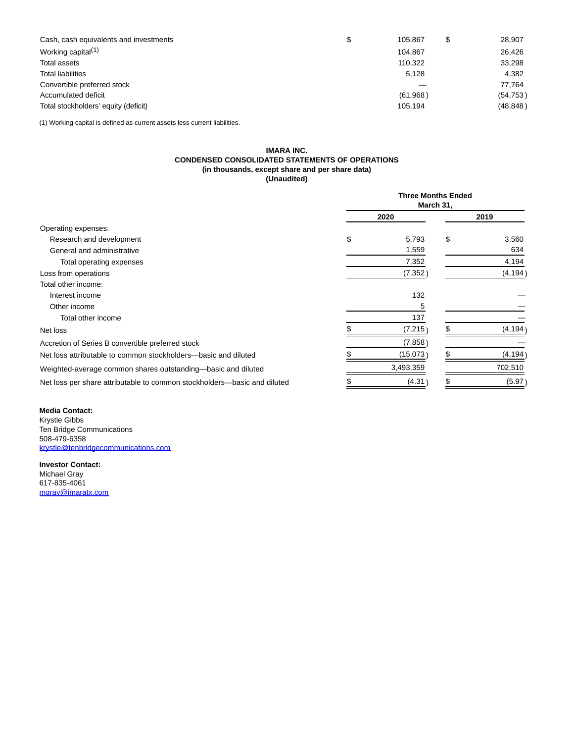| | | |
|---|---|---|
| Cash, cash equivalents and investments | $ 105,867 | $ 28,907 |
| Working capital[(1)] | 104,867 | 26,426 |
| Total assets | 110,322 | 33,298 |
| Total liabilities | 5,128 | 4,382 |
| Convertible preferred stock | — | 77,764 |
| Accumulated deficit | (61,968) | (54,753) |
| Total stockholders' equity (deficit) | 105,194 | (48,848) |

(1) Working capital is defined as current assets less current liabilities.

**IMARA INC.**
**CONDENSED CONSOLIDATED STATEMENTS OF OPERATIONS**
**(in thousands, except share and per share data)**
**(Unaudited)**

| | Three Months Ended March 31, | |
|---|---|---|
| | **2020** | **2019** |
| Operating expenses: | | |
| Research and development | $ 5,793 | $ 3,560 |
| General and administrative | 1,559 | 634 |
| Total operating expenses | 7,352 | 4,194 |
| Loss from operations | (7,352) | (4,194) |
| Total other income: | | |
| Interest income | 132 | — |
| Other income | 5 | — |
| Total other income | 137 | — |
| Net loss | $ (7,215) | $ (4,194) |
| Accretion of Series B convertible preferred stock | (7,858) | — |
| Net loss attributable to common stockholders—basic and diluted | $ (15,073) | $ (4,194) |
| Weighted-average common shares outstanding—basic and diluted | 3,493,359 | 702,510 |
| Net loss per share attributable to common stockholders—basic and diluted | $ (4.31) | $ (5.97) |

**Media Contact:**
Krystle Gibbs
Ten Bridge Communications
508-479-6358
krystle@tenbridgecommunications.com

**Investor Contact:**
Michael Gray
617-835-4061
mgray@imaratx.com